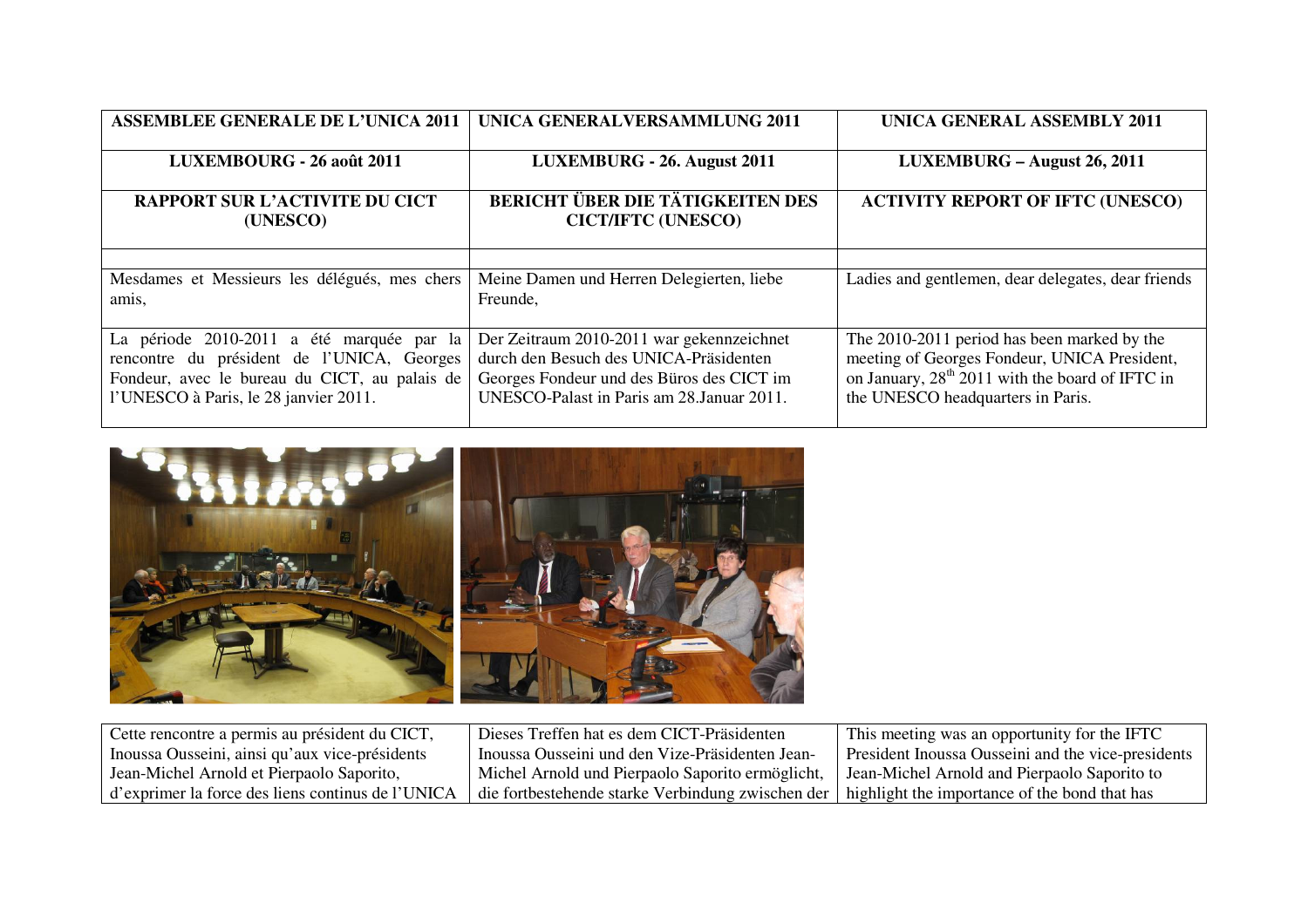| ASSEMBLEE GENERALE DE L'UNICA 2011 | UNICA GENERALVERSAMMLUNG 2011 | UNICA GENERAL ASSEMBLY 2011 |
|---|---|---|
| LUXEMBOURG - 26 août 2011 | LUXEMBURG - 26. August 2011 | LUXEMBURG – August 26, 2011 |
| RAPPORT SUR L'ACTIVITE DU CICT (UNESCO) | BERICHT ÜBER DIE TÄTIGKEITEN DES CICT/IFTC (UNESCO) | ACTIVITY REPORT OF IFTC (UNESCO) |
| | | |
| Mesdames et Messieurs les délégués, mes chers amis, | Meine Damen und Herren Delegierten, liebe Freunde, | Ladies and gentlemen, dear delegates, dear friends |
| La période 2010-2011 a été marquée par la rencontre du président de l'UNICA, Georges Fondeur, avec le bureau du CICT, au palais de l'UNESCO à Paris, le 28 janvier 2011. | Der Zeitraum 2010-2011 war gekennzeichnet durch den Besuch des UNICA-Präsidenten Georges Fondeur und des Büros des CICT im UNESCO-Palast in Paris am 28.Januar 2011. | The 2010-2011 period has been marked by the meeting of Georges Fondeur, UNICA President, on January, 28th 2011 with the board of IFTC in the UNESCO headquarters in Paris. |

| | | |
|---|---|---|
| Cette rencontre a permis au président du CICT, Inoussa Ousseini, ainsi qu'aux vice-présidents Jean-Michel Arnold et Pierpaolo Saporito, d'exprimer la force des liens continus de l'UNICA | Dieses Treffen hat es dem CICT-Präsidenten Inoussa Ousseini und den Vize-Präsidenten Jean-Michel Arnold und Pierpaolo Saporito ermöglicht, die fortbestehende starke Verbindung zwischen der | This meeting was an opportunity for the IFTC President Inoussa Ousseini and the vice-presidents Jean-Michel Arnold and Pierpaolo Saporito to highlight the importance of the bond that has |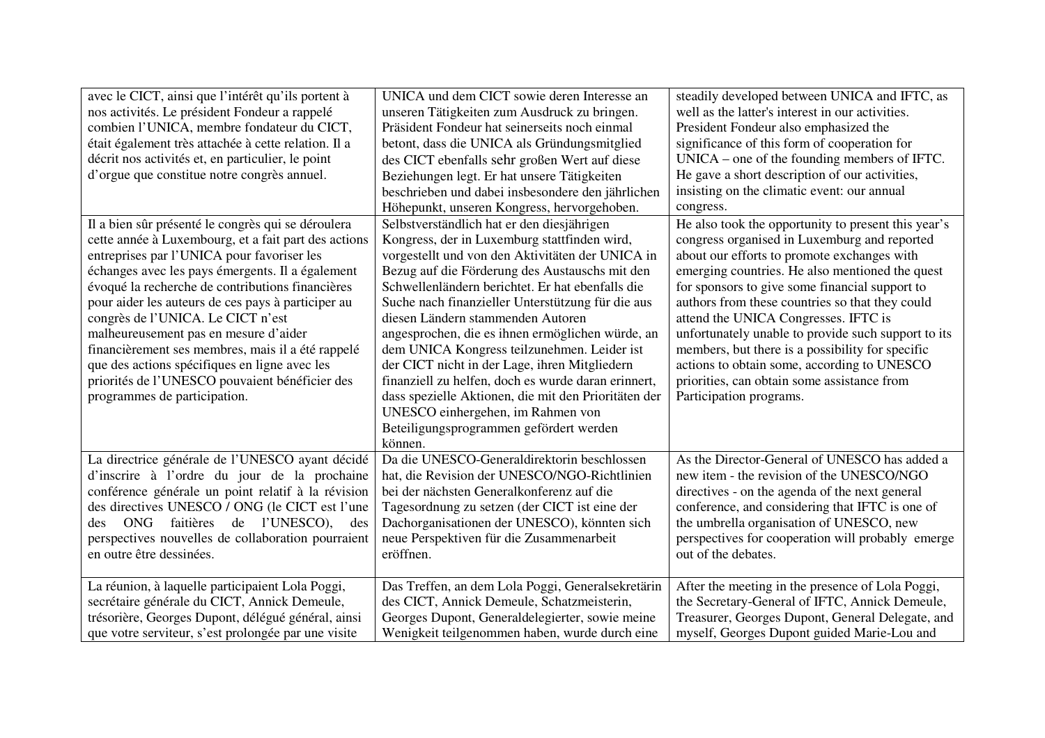| | | |
|---|---|---|
| avec le CICT, ainsi que l'intérêt qu'ils portent à nos activités. Le président Fondeur a rappelé combien l'UNICA, membre fondateur du CICT, était également très attachée à cette relation. Il a décrit nos activités et, en particulier, le point d'orgue que constitue notre congrès annuel. | UNICA und dem CICT sowie deren Interesse an unseren Tätigkeiten zum Ausdruck zu bringen. Präsident Fondeur hat seinerseits noch einmal betont, dass die UNICA als Gründungsmitglied des CICT ebenfalls sehr großen Wert auf diese Beziehungen legt. Er hat unsere Tätigkeiten beschrieben und dabei insbesondere den jährlichen Höhepunkt, unseren Kongress, hervorgehoben. | steadily developed between UNICA and IFTC, as well as the latter's interest in our activities. President Fondeur also emphasized the significance of this form of cooperation for UNICA – one of the founding members of IFTC. He gave a short description of our activities, insisting on the climatic event: our annual congress. |
| Il a bien sûr présenté le congrès qui se déroulera cette année à Luxembourg, et a fait part des actions entreprises par l'UNICA pour favoriser les échanges avec les pays émergents. Il a également évoqué la recherche de contributions financières pour aider les auteurs de ces pays à participer au congrès de l'UNICA. Le CICT n'est malheureusement pas en mesure d'aider financièrement ses membres, mais il a été rappelé que des actions spécifiques en ligne avec les priorités de l'UNESCO pouvaient bénéficier des programmes de participation. | Selbstverständlich hat er den diesjährigen Kongress, der in Luxemburg stattfinden wird, vorgestellt und von den Aktivitäten der UNICA in Bezug auf die Förderung des Austauschs mit den Schwellenländern berichtet. Er hat ebenfalls die Suche nach finanzieller Unterstützung für die aus diesen Ländern stammenden Autoren angesprochen, die es ihnen ermöglichen würde, an dem UNICA Kongress teilzunehmen. Leider ist der CICT nicht in der Lage, ihren Mitgliedern finanziell zu helfen, doch es wurde daran erinnert, dass spezielle Aktionen, die mit den Prioritäten der UNESCO einhergehen, im Rahmen von Beteiligungsprogrammen gefördert werden können. | He also took the opportunity to present this year's congress organised in Luxemburg and reported about our efforts to promote exchanges with emerging countries. He also mentioned the quest for sponsors to give some financial support to authors from these countries so that they could attend the UNICA Congresses. IFTC is unfortunately unable to provide such support to its members, but there is a possibility for specific actions to obtain some, according to UNESCO priorities, can obtain some assistance from Participation programs. |
| La directrice générale de l'UNESCO ayant décidé d'inscrire à l'ordre du jour de la prochaine conférence générale un point relatif à la révision des directives UNESCO / ONG (le CICT est l'une des ONG faitières de l'UNESCO), des perspectives nouvelles de collaboration pourraient en outre être dessinées. | Da die UNESCO-Generaldirektorin beschlossen hat, die Revision der UNESCO/NGO-Richtlinien bei der nächsten Generalkonferenz auf die Tagesordnung zu setzen (der CICT ist eine der Dachorganisationen der UNESCO), könnten sich neue Perspektiven für die Zusammenarbeit eröffnen. | As the Director-General of UNESCO has added a new item - the revision of the UNESCO/NGO directives - on the agenda of the next general conference, and considering that IFTC is one of the umbrella organisation of UNESCO, new perspectives for cooperation will probably emerge out of the debates. |
| La réunion, à laquelle participaient Lola Poggi, secrétaire générale du CICT, Annick Demeule, trésorière, Georges Dupont, délégué général, ainsi que votre serviteur, s'est prolongée par une visite | Das Treffen, an dem Lola Poggi, Generalsekretärin des CICT, Annick Demeule, Schatzmeisterin, Georges Dupont, Generaldelegierter, sowie meine Wenigkeit teilgenommen haben, wurde durch eine | After the meeting in the presence of Lola Poggi, the Secretary-General of IFTC, Annick Demeule, Treasurer, Georges Dupont, General Delegate, and myself, Georges Dupont guided Marie-Lou and |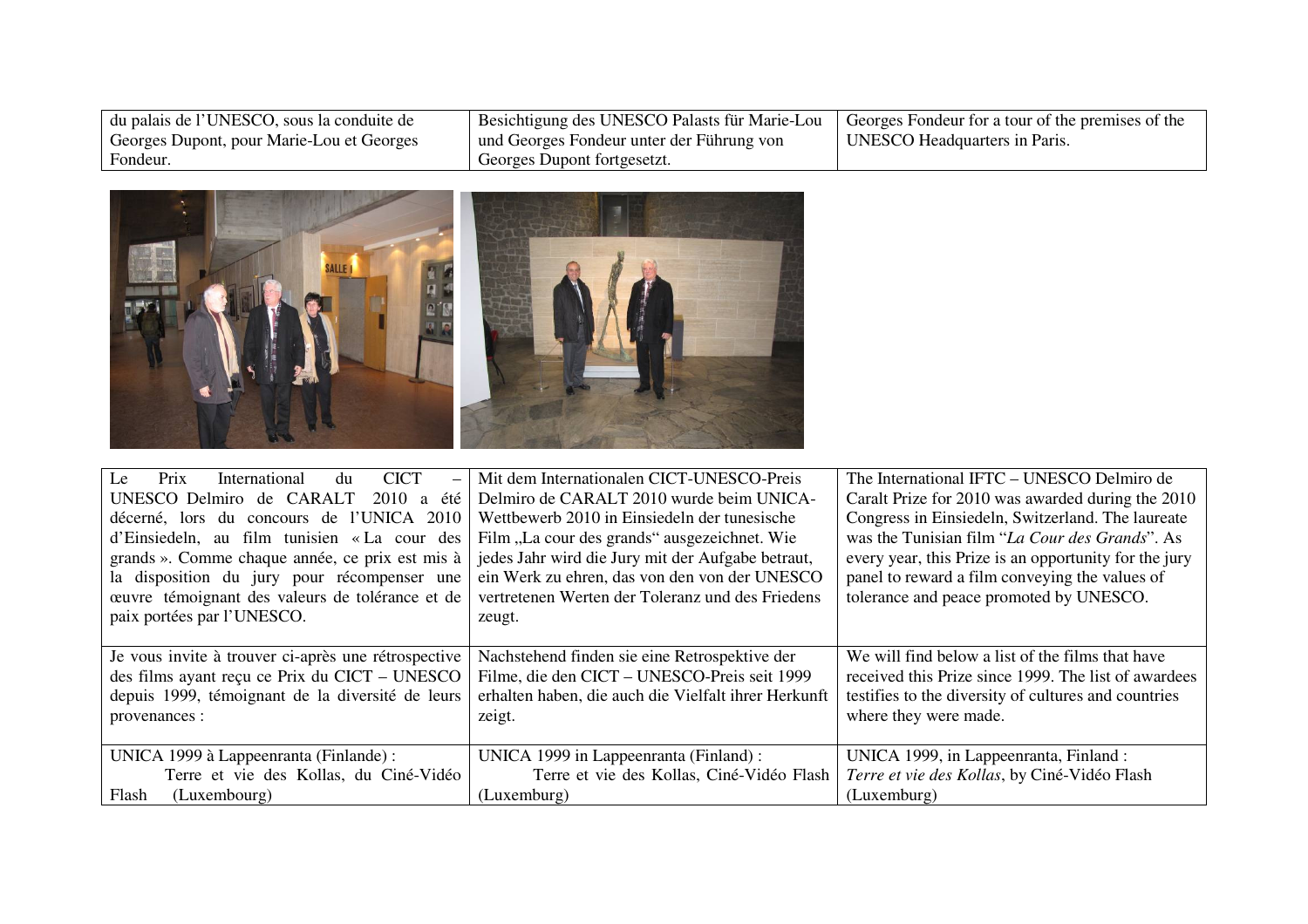| du palais de l'UNESCO, sous la conduite de Georges Dupont, pour Marie-Lou et Georges Fondeur. | Besichtigung des UNESCO Palasts für Marie-Lou und Georges Fondeur unter der Führung von Georges Dupont fortgesetzt. | Georges Fondeur for a tour of the premises of the UNESCO Headquarters in Paris. |
|---|---|---|

| Le Prix International du CICT – UNESCO Delmiro de CARALT 2010 a été décerné, lors du concours de l'UNICA 2010 d'Einsiedeln, au film tunisien « La cour des grands ». Comme chaque année, ce prix est mis à la disposition du jury pour récompenser une œuvre témoignant des valeurs de tolérance et de paix portées par l'UNESCO. | Mit dem Internationalen CICT-UNESCO-Preis Delmiro de CARALT 2010 wurde beim UNICA-Wettbewerb 2010 in Einsiedeln der tunesische Film „La cour des grands" ausgezeichnet. Wie jedes Jahr wird die Jury mit der Aufgabe betraut, ein Werk zu ehren, das von den von der UNESCO vertretenen Werten der Toleranz und des Friedens zeugt. | The International IFTC – UNESCO Delmiro de Caralt Prize for 2010 was awarded during the 2010 Congress in Einsiedeln, Switzerland. The laureate was the Tunisian film "*La Cour des Grands*". As every year, this Prize is an opportunity for the jury panel to reward a film conveying the values of tolerance and peace promoted by UNESCO. |
|---|---|---|
| Je vous invite à trouver ci-après une rétrospective des films ayant reçu ce Prix du CICT – UNESCO depuis 1999, témoignant de la diversité de leurs provenances : | Nachstehend finden sie eine Retrospektive der Filme, die den CICT – UNESCO-Preis seit 1999 erhalten haben, die auch die Vielfalt ihrer Herkunft zeigt. | We will find below a list of the films that have received this Prize since 1999. The list of awardees testifies to the diversity of cultures and countries where they were made. |
| UNICA 1999 à Lappeenranta (Finlande) : Terre et vie des Kollas, du Ciné-Vidéo Flash (Luxembourg) | UNICA 1999 in Lappeenranta (Finland) : Terre et vie des Kollas, Ciné-Vidéo Flash (Luxemburg) | UNICA 1999, in Lappeenranta, Finland : *Terre et vie des Kollas*, by Ciné-Vidéo Flash (Luxemburg) |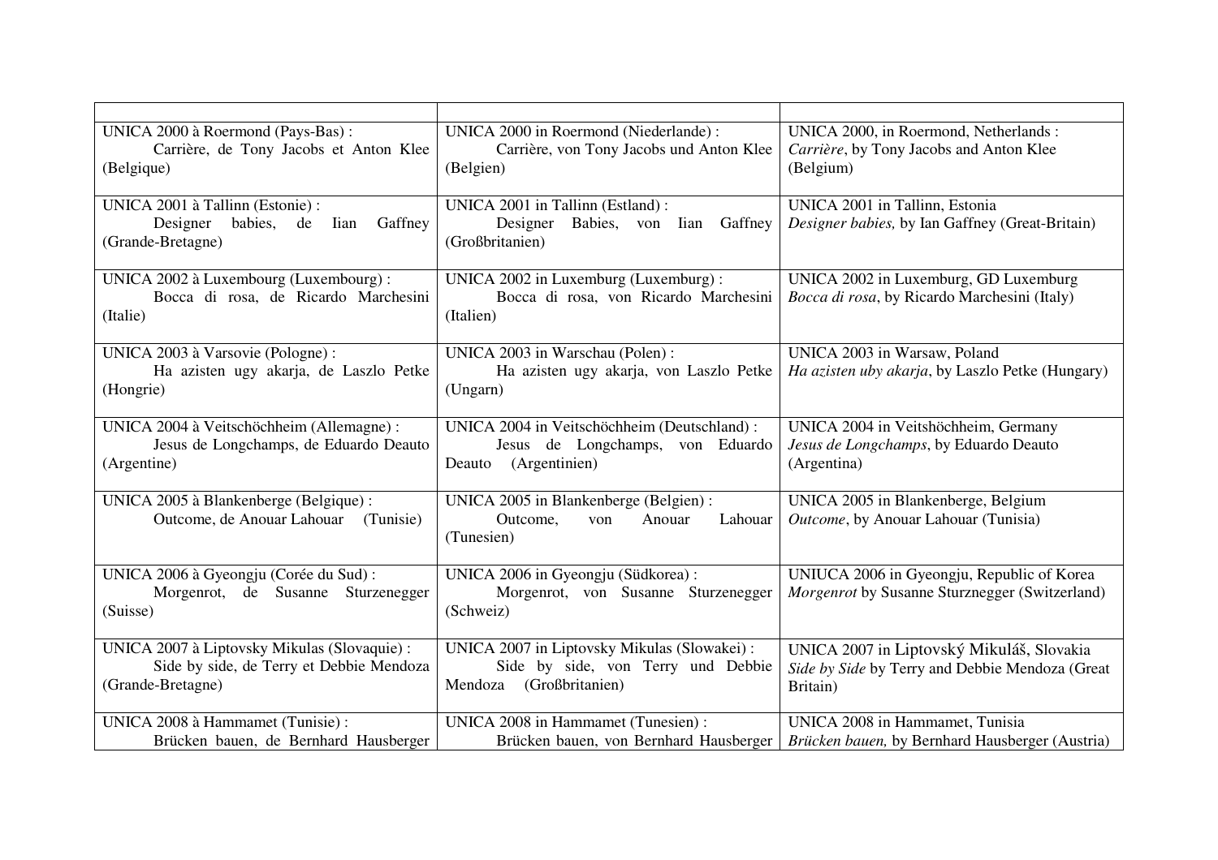| | | |
|---|---|---|
| UNICA 2000 à Roermond (Pays-Bas) : Carrière, de Tony Jacobs et Anton Klee (Belgique) | UNICA 2000 in Roermond (Niederlande) : Carrière, von Tony Jacobs und Anton Klee (Belgien) | UNICA 2000, in Roermond, Netherlands : *Carrière*, by Tony Jacobs and Anton Klee (Belgium) |
| UNICA 2001 à Tallinn (Estonie) : Designer babies, de Iian Gaffney (Grande-Bretagne) | UNICA 2001 in Tallinn (Estland) : Designer Babies, von Iian Gaffney (Großbritanien) | UNICA 2001 in Tallinn, Estonia *Designer babies,* by Ian Gaffney (Great-Britain) |
| UNICA 2002 à Luxembourg (Luxembourg) : Bocca di rosa, de Ricardo Marchesini (Italie) | UNICA 2002 in Luxemburg (Luxemburg) : Bocca di rosa, von Ricardo Marchesini (Italien) | UNICA 2002 in Luxemburg, GD Luxemburg *Bocca di rosa*, by Ricardo Marchesini (Italy) |
| UNICA 2003 à Varsovie (Pologne) : Ha azisten ugy akarja, de Laszlo Petke (Hongrie) | UNICA 2003 in Warschau (Polen) : Ha azisten ugy akarja, von Laszlo Petke (Ungarn) | UNICA 2003 in Warsaw, Poland *Ha azisten uby akarja*, by Laszlo Petke (Hungary) |
| UNICA 2004 à Veitschöchheim (Allemagne) : Jesus de Longchamps, de Eduardo Deauto (Argentine) | UNICA 2004 in Veitschöchheim (Deutschland) : Jesus de Longchamps, von Eduardo Deauto (Argentinien) | UNICA 2004 in Veitshöchheim, Germany *Jesus de Longchamps*, by Eduardo Deauto (Argentina) |
| UNICA 2005 à Blankenberge (Belgique) : Outcome, de Anouar Lahouar (Tunisie) | UNICA 2005 in Blankenberge (Belgien) : Outcome, von Anouar Lahouar (Tunesien) | UNICA 2005 in Blankenberge, Belgium *Outcome*, by Anouar Lahouar (Tunisia) |
| UNICA 2006 à Gyeongju (Corée du Sud) : Morgenrot, de Susanne Sturzenegger (Suisse) | UNICA 2006 in Gyeongju (Südkorea) : Morgenrot, von Susanne Sturzenegger (Schweiz) | UNIUCA 2006 in Gyeongju, Republic of Korea *Morgenrot* by Susanne Sturznegger (Switzerland) |
| UNICA 2007 à Liptovsky Mikulas (Slovaquie) : Side by side, de Terry et Debbie Mendoza (Grande-Bretagne) | UNICA 2007 in Liptovsky Mikulas (Slowakei) : Side by side, von Terry und Debbie Mendoza (Großbritanien) | UNICA 2007 in Liptovský Mikuláš, Slovakia *Side by Side* by Terry and Debbie Mendoza (Great Britain) |
| UNICA 2008 à Hammamet (Tunisie) : Brücken bauen, de Bernhard Hausberger | UNICA 2008 in Hammamet (Tunesien) : Brücken bauen, von Bernhard Hausberger | UNICA 2008 in Hammamet, Tunisia *Brücken bauen,* by Bernhard Hausberger (Austria) |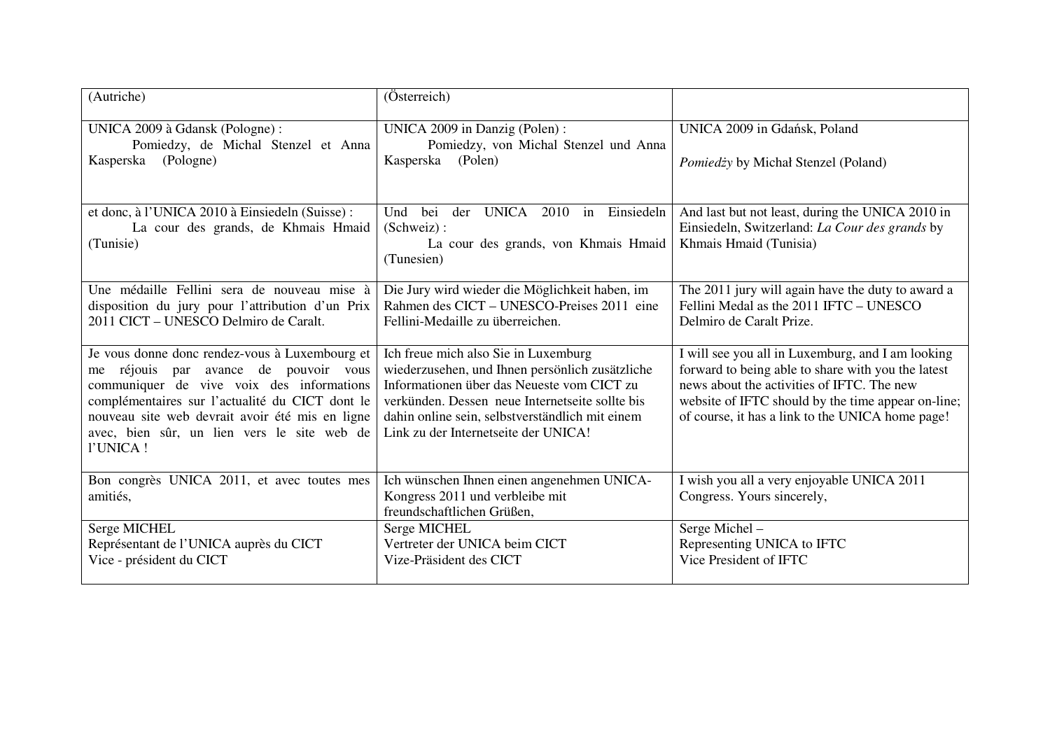| | | |
|---|---|---|
| (Autriche) | (Österreich) | |
| UNICA 2009 à Gdansk (Pologne) : Pomiedzy, de Michal Stenzel et Anna Kasperska (Pologne) | UNICA 2009 in Danzig (Polen) : Pomiedzy, von Michal Stenzel und Anna Kasperska (Polen) | UNICA 2009 in Gdańsk, Poland *Pomiedży* by Michał Stenzel (Poland) |
| et donc, à l'UNICA 2010 à Einsiedeln (Suisse) : La cour des grands, de Khmais Hmaid (Tunisie) | Und bei der UNICA 2010 in Einsiedeln (Schweiz) : La cour des grands, von Khmais Hmaid (Tunesien) | And last but not least, during the UNICA 2010 in Einsiedeln, Switzerland: *La Cour des grands* by Khmais Hmaid (Tunisia) |
| Une médaille Fellini sera de nouveau mise à disposition du jury pour l'attribution d'un Prix 2011 CICT – UNESCO Delmiro de Caralt. | Die Jury wird wieder die Möglichkeit haben, im Rahmen des CICT – UNESCO-Preises 2011 eine Fellini-Medaille zu überreichen. | The 2011 jury will again have the duty to award a Fellini Medal as the 2011 IFTC – UNESCO Delmiro de Caralt Prize. |
| Je vous donne donc rendez-vous à Luxembourg et me réjouis par avance de pouvoir vous communiquer de vive voix des informations complémentaires sur l'actualité du CICT dont le nouveau site web devrait avoir été mis en ligne avec, bien sûr, un lien vers le site web de l'UNICA ! | Ich freue mich also Sie in Luxemburg wiederzusehen, und Ihnen persönlich zusätzliche Informationen über das Neueste vom CICT zu verkünden. Dessen neue Internetseite sollte bis dahin online sein, selbstverständlich mit einem Link zu der Internetseite der UNICA! | I will see you all in Luxemburg, and I am looking forward to being able to share with you the latest news about the activities of IFTC. The new website of IFTC should by the time appear on-line; of course, it has a link to the UNICA home page! |
| Bon congrès UNICA 2011, et avec toutes mes amitiés, | Ich wünschen Ihnen einen angenehmen UNICA-Kongress 2011 und verbleibe mit freundschaftlichen Grüßen, | I wish you all a very enjoyable UNICA 2011 Congress. Yours sincerely, |
| Serge MICHEL<br>Représentant de l'UNICA auprès du CICT<br>Vice - président du CICT | Serge MICHEL<br>Vertreter der UNICA beim CICT<br>Vize-Präsident des CICT | Serge Michel –<br>Representing UNICA to IFTC<br>Vice President of IFTC |